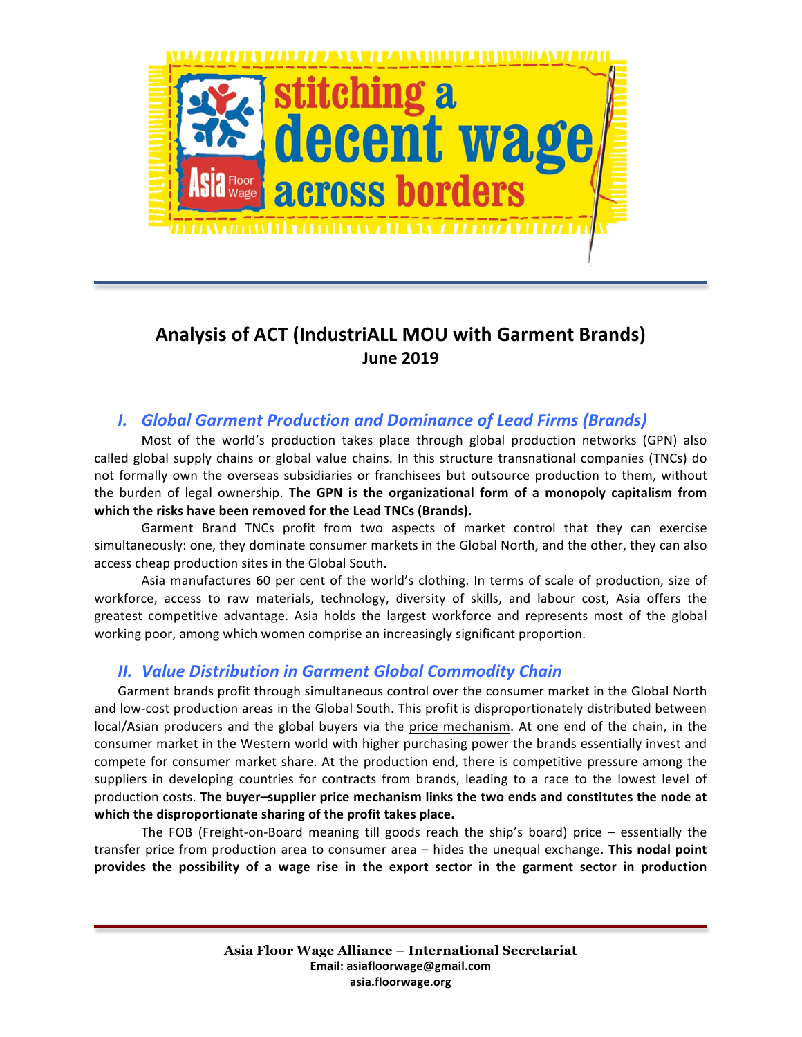# Analysis of ACT (IndustriALL MOU with Garment Brands)

**June 2019**

## I. *Global Garment Production and Dominance of Lead Firms (Brands)*

Most of the world's production takes place through global production networks (GPN) also called global supply chains or global value chains. In this structure transnational companies (TNCs) do not formally own the overseas subsidiaries or franchisees but outsource production to them, without the burden of legal ownership. **The GPN is the organizational form of a monopoly capitalism from which the risks have been removed for the Lead TNCs (Brands).**

Garment Brand TNCs profit from two aspects of market control that they can exercise simultaneously: one, they dominate consumer markets in the Global North, and the other, they can also access cheap production sites in the Global South.

Asia manufactures 60 per cent of the world's clothing. In terms of scale of production, size of workforce, access to raw materials, technology, diversity of skills, and labour cost, Asia offers the greatest competitive advantage. Asia holds the largest workforce and represents most of the global working poor, among which women comprise an increasingly significant proportion.

## II. *Value Distribution in Garment Global Commodity Chain*

Garment brands profit through simultaneous control over the consumer market in the Global North and low-cost production areas in the Global South. This profit is disproportionately distributed between local/Asian producers and the global buyers via the price mechanism. At one end of the chain, in the consumer market in the Western world with higher purchasing power the brands essentially invest and compete for consumer market share. At the production end, there is competitive pressure among the suppliers in developing countries for contracts from brands, leading to a race to the lowest level of production costs. **The buyer–supplier price mechanism links the two ends and constitutes the node at which the disproportionate sharing of the profit takes place.**

The FOB (Freight-on-Board meaning till goods reach the ship's board) price – essentially the transfer price from production area to consumer area – hides the unequal exchange. **This nodal point provides the possibility of a wage rise in the export sector in the garment sector in production**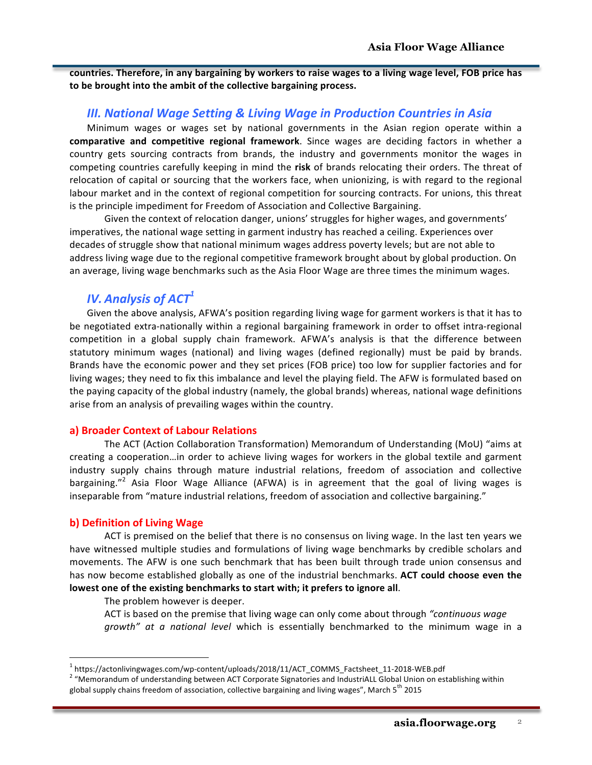**countries. Therefore, in any bargaining by workers to raise wages to a living wage level, FOB price has to be brought into the ambit of the collective bargaining process.**

## *III. National Wage Setting & Living Wage in Production Countries in Asia*

Minimum wages or wages set by national governments in the Asian region operate within a **comparative and competitive regional framework**. Since wages are deciding factors in whether a country gets sourcing contracts from brands, the industry and governments monitor the wages in competing countries carefully keeping in mind the **risk** of brands relocating their orders. The threat of relocation of capital or sourcing that the workers face, when unionizing, is with regard to the regional labour market and in the context of regional competition for sourcing contracts. For unions, this threat is the principle impediment for Freedom of Association and Collective Bargaining.

Given the context of relocation danger, unions' struggles for higher wages, and governments' imperatives, the national wage setting in garment industry has reached a ceiling. Experiences over decades of struggle show that national minimum wages address poverty levels; but are not able to address living wage due to the regional competitive framework brought about by global production. On an average, living wage benchmarks such as the Asia Floor Wage are three times the minimum wages.

## *IV. Analysis of ACT*[1]

Given the above analysis, AFWA's position regarding living wage for garment workers is that it has to be negotiated extra-nationally within a regional bargaining framework in order to offset intra-regional competition in a global supply chain framework. AFWA's analysis is that the difference between statutory minimum wages (national) and living wages (defined regionally) must be paid by brands. Brands have the economic power and they set prices (FOB price) too low for supplier factories and for living wages; they need to fix this imbalance and level the playing field. The AFW is formulated based on the paying capacity of the global industry (namely, the global brands) whereas, national wage definitions arise from an analysis of prevailing wages within the country.

### a) Broader Context of Labour Relations

The ACT (Action Collaboration Transformation) Memorandum of Understanding (MoU) "aims at creating a cooperation…in order to achieve living wages for workers in the global textile and garment industry supply chains through mature industrial relations, freedom of association and collective bargaining."[2] Asia Floor Wage Alliance (AFWA) is in agreement that the goal of living wages is inseparable from "mature industrial relations, freedom of association and collective bargaining."

### b) Definition of Living Wage

ACT is premised on the belief that there is no consensus on living wage. In the last ten years we have witnessed multiple studies and formulations of living wage benchmarks by credible scholars and movements. The AFW is one such benchmark that has been built through trade union consensus and has now become established globally as one of the industrial benchmarks. **ACT could choose even the lowest one of the existing benchmarks to start with; it prefers to ignore all**.

The problem however is deeper.

ACT is based on the premise that living wage can only come about through *"continuous wage growth" at a national level* which is essentially benchmarked to the minimum wage in a

---

[1] https://actonlivingwages.com/wp-content/uploads/2018/11/ACT_COMMS_Factsheet_11-2018-WEB.pdf

[2] "Memorandum of understanding between ACT Corporate Signatories and IndustriALL Global Union on establishing within global supply chains freedom of association, collective bargaining and living wages", March 5th 2015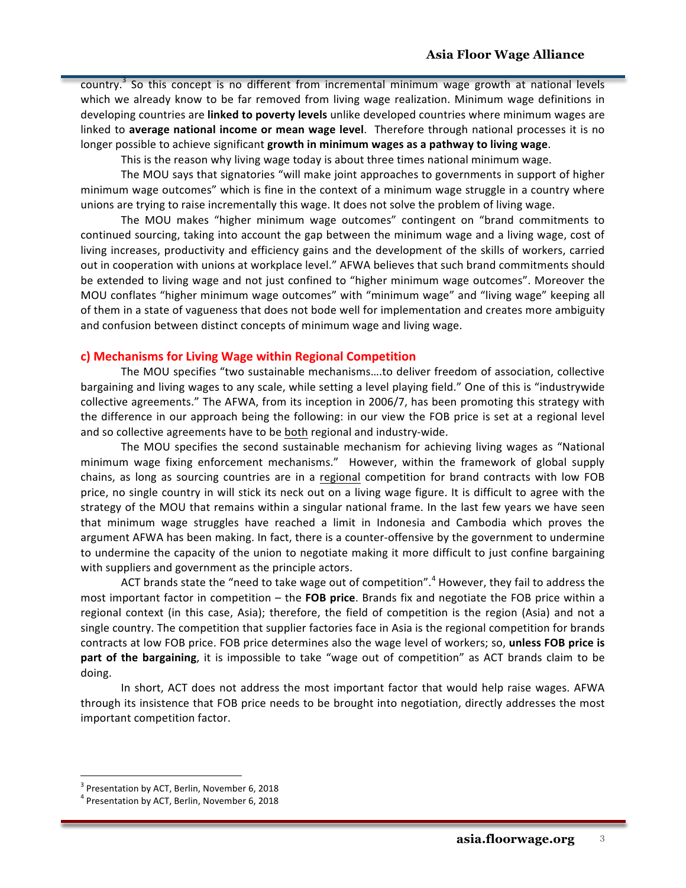country.[3] So this concept is no different from incremental minimum wage growth at national levels which we already know to be far removed from living wage realization. Minimum wage definitions in developing countries are **linked to poverty levels** unlike developed countries where minimum wages are linked to **average national income or mean wage level**. Therefore through national processes it is no longer possible to achieve significant **growth in minimum wages as a pathway to living wage**.

This is the reason why living wage today is about three times national minimum wage.

The MOU says that signatories "will make joint approaches to governments in support of higher minimum wage outcomes" which is fine in the context of a minimum wage struggle in a country where unions are trying to raise incrementally this wage. It does not solve the problem of living wage.

The MOU makes "higher minimum wage outcomes" contingent on "brand commitments to continued sourcing, taking into account the gap between the minimum wage and a living wage, cost of living increases, productivity and efficiency gains and the development of the skills of workers, carried out in cooperation with unions at workplace level." AFWA believes that such brand commitments should be extended to living wage and not just confined to "higher minimum wage outcomes". Moreover the MOU conflates "higher minimum wage outcomes" with "minimum wage" and "living wage" keeping all of them in a state of vagueness that does not bode well for implementation and creates more ambiguity and confusion between distinct concepts of minimum wage and living wage.

### c) Mechanisms for Living Wage within Regional Competition

The MOU specifies "two sustainable mechanisms….to deliver freedom of association, collective bargaining and living wages to any scale, while setting a level playing field." One of this is "industrywide collective agreements." The AFWA, from its inception in 2006/7, has been promoting this strategy with the difference in our approach being the following: in our view the FOB price is set at a regional level and so collective agreements have to be both regional and industry-wide.

The MOU specifies the second sustainable mechanism for achieving living wages as "National minimum wage fixing enforcement mechanisms." However, within the framework of global supply chains, as long as sourcing countries are in a regional competition for brand contracts with low FOB price, no single country in will stick its neck out on a living wage figure. It is difficult to agree with the strategy of the MOU that remains within a singular national frame. In the last few years we have seen that minimum wage struggles have reached a limit in Indonesia and Cambodia which proves the argument AFWA has been making. In fact, there is a counter-offensive by the government to undermine to undermine the capacity of the union to negotiate making it more difficult to just confine bargaining with suppliers and government as the principle actors.

ACT brands state the "need to take wage out of competition".[4] However, they fail to address the most important factor in competition – the **FOB price**. Brands fix and negotiate the FOB price within a regional context (in this case, Asia); therefore, the field of competition is the region (Asia) and not a single country. The competition that supplier factories face in Asia is the regional competition for brands contracts at low FOB price. FOB price determines also the wage level of workers; so, **unless FOB price is part of the bargaining**, it is impossible to take "wage out of competition" as ACT brands claim to be doing.

In short, ACT does not address the most important factor that would help raise wages. AFWA through its insistence that FOB price needs to be brought into negotiation, directly addresses the most important competition factor.

---

[3] Presentation by ACT, Berlin, November 6, 2018

[4] Presentation by ACT, Berlin, November 6, 2018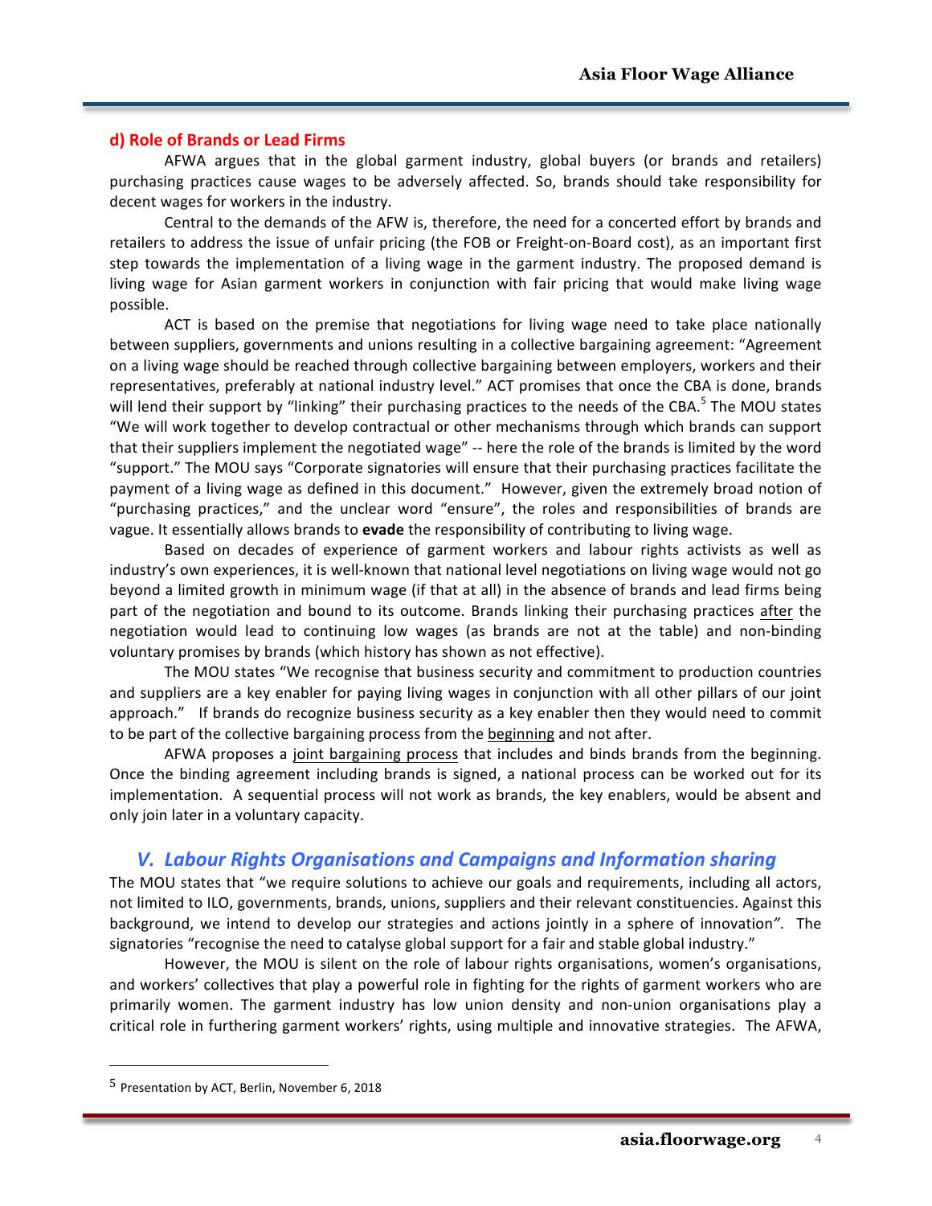### d) Role of Brands or Lead Firms

AFWA argues that in the global garment industry, global buyers (or brands and retailers) purchasing practices cause wages to be adversely affected. So, brands should take responsibility for decent wages for workers in the industry.

Central to the demands of the AFW is, therefore, the need for a concerted effort by brands and retailers to address the issue of unfair pricing (the FOB or Freight-on-Board cost), as an important first step towards the implementation of a living wage in the garment industry. The proposed demand is living wage for Asian garment workers in conjunction with fair pricing that would make living wage possible.

ACT is based on the premise that negotiations for living wage need to take place nationally between suppliers, governments and unions resulting in a collective bargaining agreement: "Agreement on a living wage should be reached through collective bargaining between employers, workers and their representatives, preferably at national industry level." ACT promises that once the CBA is done, brands will lend their support by "linking" their purchasing practices to the needs of the CBA.[5] The MOU states "We will work together to develop contractual or other mechanisms through which brands can support that their suppliers implement the negotiated wage" -- here the role of the brands is limited by the word "support." The MOU says "Corporate signatories will ensure that their purchasing practices facilitate the payment of a living wage as defined in this document." However, given the extremely broad notion of "purchasing practices," and the unclear word "ensure", the roles and responsibilities of brands are vague. It essentially allows brands to **evade** the responsibility of contributing to living wage.

Based on decades of experience of garment workers and labour rights activists as well as industry's own experiences, it is well-known that national level negotiations on living wage would not go beyond a limited growth in minimum wage (if that at all) in the absence of brands and lead firms being part of the negotiation and bound to its outcome. Brands linking their purchasing practices after the negotiation would lead to continuing low wages (as brands are not at the table) and non-binding voluntary promises by brands (which history has shown as not effective).

The MOU states "We recognise that business security and commitment to production countries and suppliers are a key enabler for paying living wages in conjunction with all other pillars of our joint approach." If brands do recognize business security as a key enabler then they would need to commit to be part of the collective bargaining process from the beginning and not after.

AFWA proposes a joint bargaining process that includes and binds brands from the beginning. Once the binding agreement including brands is signed, a national process can be worked out for its implementation. A sequential process will not work as brands, the key enablers, would be absent and only join later in a voluntary capacity.

## *V. Labour Rights Organisations and Campaigns and Information sharing*

The MOU states that "we require solutions to achieve our goals and requirements, including all actors, not limited to ILO, governments, brands, unions, suppliers and their relevant constituencies. Against this background, we intend to develop our strategies and actions jointly in a sphere of innovation". The signatories "recognise the need to catalyse global support for a fair and stable global industry."

However, the MOU is silent on the role of labour rights organisations, women's organisations, and workers' collectives that play a powerful role in fighting for the rights of garment workers who are primarily women. The garment industry has low union density and non-union organisations play a critical role in furthering garment workers' rights, using multiple and innovative strategies. The AFWA,

---

[5] Presentation by ACT, Berlin, November 6, 2018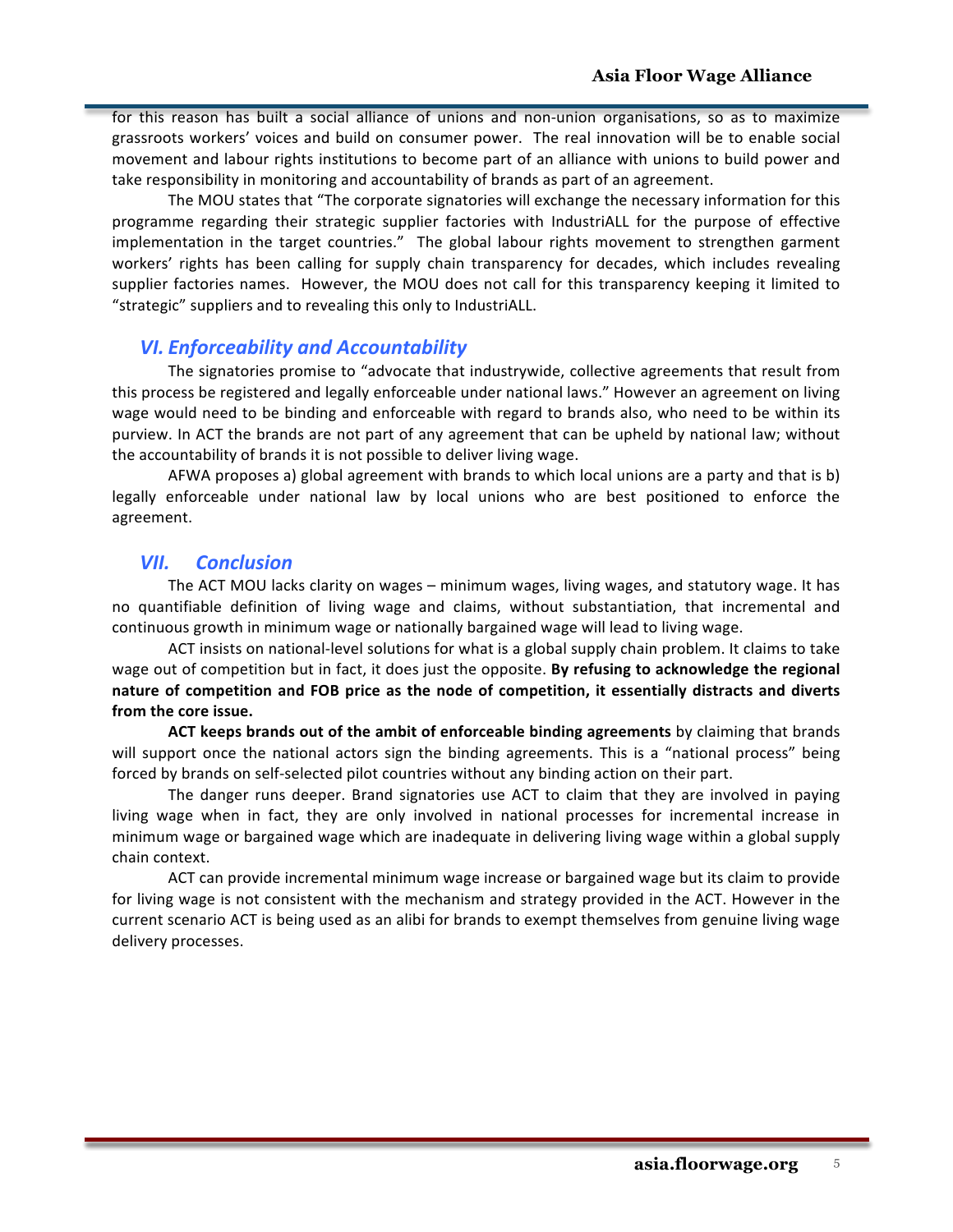for this reason has built a social alliance of unions and non-union organisations, so as to maximize grassroots workers' voices and build on consumer power. The real innovation will be to enable social movement and labour rights institutions to become part of an alliance with unions to build power and take responsibility in monitoring and accountability of brands as part of an agreement.

The MOU states that "The corporate signatories will exchange the necessary information for this programme regarding their strategic supplier factories with IndustriALL for the purpose of effective implementation in the target countries." The global labour rights movement to strengthen garment workers' rights has been calling for supply chain transparency for decades, which includes revealing supplier factories names. However, the MOU does not call for this transparency keeping it limited to "strategic" suppliers and to revealing this only to IndustriALL.

## VI. Enforceability and Accountability

The signatories promise to "advocate that industrywide, collective agreements that result from this process be registered and legally enforceable under national laws." However an agreement on living wage would need to be binding and enforceable with regard to brands also, who need to be within its purview. In ACT the brands are not part of any agreement that can be upheld by national law; without the accountability of brands it is not possible to deliver living wage.

AFWA proposes a) global agreement with brands to which local unions are a party and that is b) legally enforceable under national law by local unions who are best positioned to enforce the agreement.

## VII. Conclusion

The ACT MOU lacks clarity on wages – minimum wages, living wages, and statutory wage. It has no quantifiable definition of living wage and claims, without substantiation, that incremental and continuous growth in minimum wage or nationally bargained wage will lead to living wage.

ACT insists on national-level solutions for what is a global supply chain problem. It claims to take wage out of competition but in fact, it does just the opposite. **By refusing to acknowledge the regional nature of competition and FOB price as the node of competition, it essentially distracts and diverts from the core issue.**

**ACT keeps brands out of the ambit of enforceable binding agreements** by claiming that brands will support once the national actors sign the binding agreements. This is a "national process" being forced by brands on self-selected pilot countries without any binding action on their part.

The danger runs deeper. Brand signatories use ACT to claim that they are involved in paying living wage when in fact, they are only involved in national processes for incremental increase in minimum wage or bargained wage which are inadequate in delivering living wage within a global supply chain context.

ACT can provide incremental minimum wage increase or bargained wage but its claim to provide for living wage is not consistent with the mechanism and strategy provided in the ACT. However in the current scenario ACT is being used as an alibi for brands to exempt themselves from genuine living wage delivery processes.